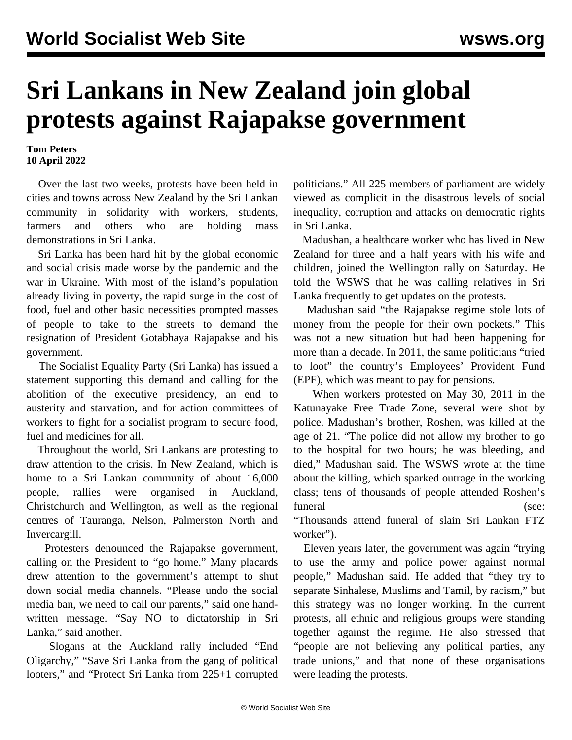# Sri Lankans in New Zealand join global protests against Rajapakse government

**Tom Peters**
**10 April 2022**

Over the last two weeks, protests have been held in cities and towns across New Zealand by the Sri Lankan community in solidarity with workers, students, farmers and others who are holding mass demonstrations in Sri Lanka.

Sri Lanka has been hard hit by the global economic and social crisis made worse by the pandemic and the war in Ukraine. With most of the island's population already living in poverty, the rapid surge in the cost of food, fuel and other basic necessities prompted masses of people to take to the streets to demand the resignation of President Gotabhaya Rajapakse and his government.

The Socialist Equality Party (Sri Lanka) has issued a statement supporting this demand and calling for the abolition of the executive presidency, an end to austerity and starvation, and for action committees of workers to fight for a socialist program to secure food, fuel and medicines for all.

Throughout the world, Sri Lankans are protesting to draw attention to the crisis. In New Zealand, which is home to a Sri Lankan community of about 16,000 people, rallies were organised in Auckland, Christchurch and Wellington, as well as the regional centres of Tauranga, Nelson, Palmerston North and Invercargill.

Protesters denounced the Rajapakse government, calling on the President to "go home." Many placards drew attention to the government's attempt to shut down social media channels. "Please undo the social media ban, we need to call our parents," said one hand-written message. "Say NO to dictatorship in Sri Lanka," said another.

Slogans at the Auckland rally included "End Oligarchy," "Save Sri Lanka from the gang of political looters," and "Protect Sri Lanka from 225+1 corrupted politicians." All 225 members of parliament are widely viewed as complicit in the disastrous levels of social inequality, corruption and attacks on democratic rights in Sri Lanka.

Madushan, a healthcare worker who has lived in New Zealand for three and a half years with his wife and children, joined the Wellington rally on Saturday. He told the WSWS that he was calling relatives in Sri Lanka frequently to get updates on the protests.

Madushan said "the Rajapakse regime stole lots of money from the people for their own pockets." This was not a new situation but had been happening for more than a decade. In 2011, the same politicians "tried to loot" the country's Employees' Provident Fund (EPF), which was meant to pay for pensions.

When workers protested on May 30, 2011 in the Katunayake Free Trade Zone, several were shot by police. Madushan's brother, Roshen, was killed at the age of 21. "The police did not allow my brother to go to the hospital for two hours; he was bleeding, and died," Madushan said. The WSWS wrote at the time about the killing, which sparked outrage in the working class; tens of thousands of people attended Roshen's funeral (see: "Thousands attend funeral of slain Sri Lankan FTZ worker").

Eleven years later, the government was again "trying to use the army and police power against normal people," Madushan said. He added that "they try to separate Sinhalese, Muslims and Tamil, by racism," but this strategy was no longer working. In the current protests, all ethnic and religious groups were standing together against the regime. He also stressed that "people are not believing any political parties, any trade unions," and that none of these organisations were leading the protests.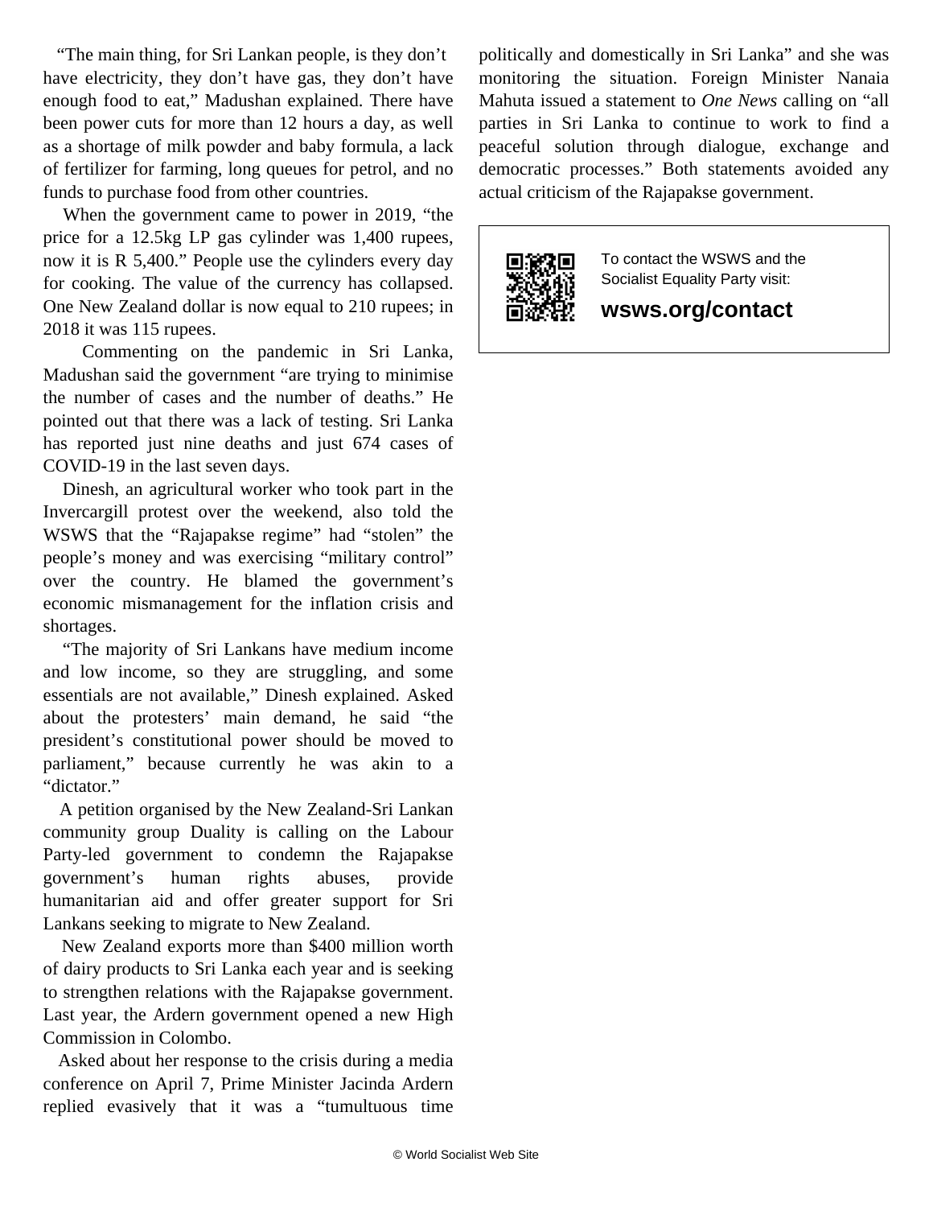"The main thing, for Sri Lankan people, is they don't have electricity, they don't have gas, they don't have enough food to eat," Madushan explained. There have been power cuts for more than 12 hours a day, as well as a shortage of milk powder and baby formula, a lack of fertilizer for farming, long queues for petrol, and no funds to purchase food from other countries.

When the government came to power in 2019, "the price for a 12.5kg LP gas cylinder was 1,400 rupees, now it is R 5,400." People use the cylinders every day for cooking. The value of the currency has collapsed. One New Zealand dollar is now equal to 210 rupees; in 2018 it was 115 rupees.

Commenting on the pandemic in Sri Lanka, Madushan said the government "are trying to minimise the number of cases and the number of deaths." He pointed out that there was a lack of testing. Sri Lanka has reported just nine deaths and just 674 cases of COVID-19 in the last seven days.

Dinesh, an agricultural worker who took part in the Invercargill protest over the weekend, also told the WSWS that the "Rajapakse regime" had "stolen" the people's money and was exercising "military control" over the country. He blamed the government's economic mismanagement for the inflation crisis and shortages.

"The majority of Sri Lankans have medium income and low income, so they are struggling, and some essentials are not available," Dinesh explained. Asked about the protesters' main demand, he said "the president's constitutional power should be moved to parliament," because currently he was akin to a "dictator."

A petition organised by the New Zealand-Sri Lankan community group Duality is calling on the Labour Party-led government to condemn the Rajapakse government's human rights abuses, provide humanitarian aid and offer greater support for Sri Lankans seeking to migrate to New Zealand.

New Zealand exports more than $400 million worth of dairy products to Sri Lanka each year and is seeking to strengthen relations with the Rajapakse government. Last year, the Ardern government opened a new High Commission in Colombo.

Asked about her response to the crisis during a media conference on April 7, Prime Minister Jacinda Ardern replied evasively that it was a "tumultuous time politically and domestically in Sri Lanka" and she was monitoring the situation. Foreign Minister Nanaia Mahuta issued a statement to *One News* calling on "all parties in Sri Lanka to continue to work to find a peaceful solution through dialogue, exchange and democratic processes." Both statements avoided any actual criticism of the Rajapakse government.

To contact the WSWS and the Socialist Equality Party visit:

**wsws.org/contact**